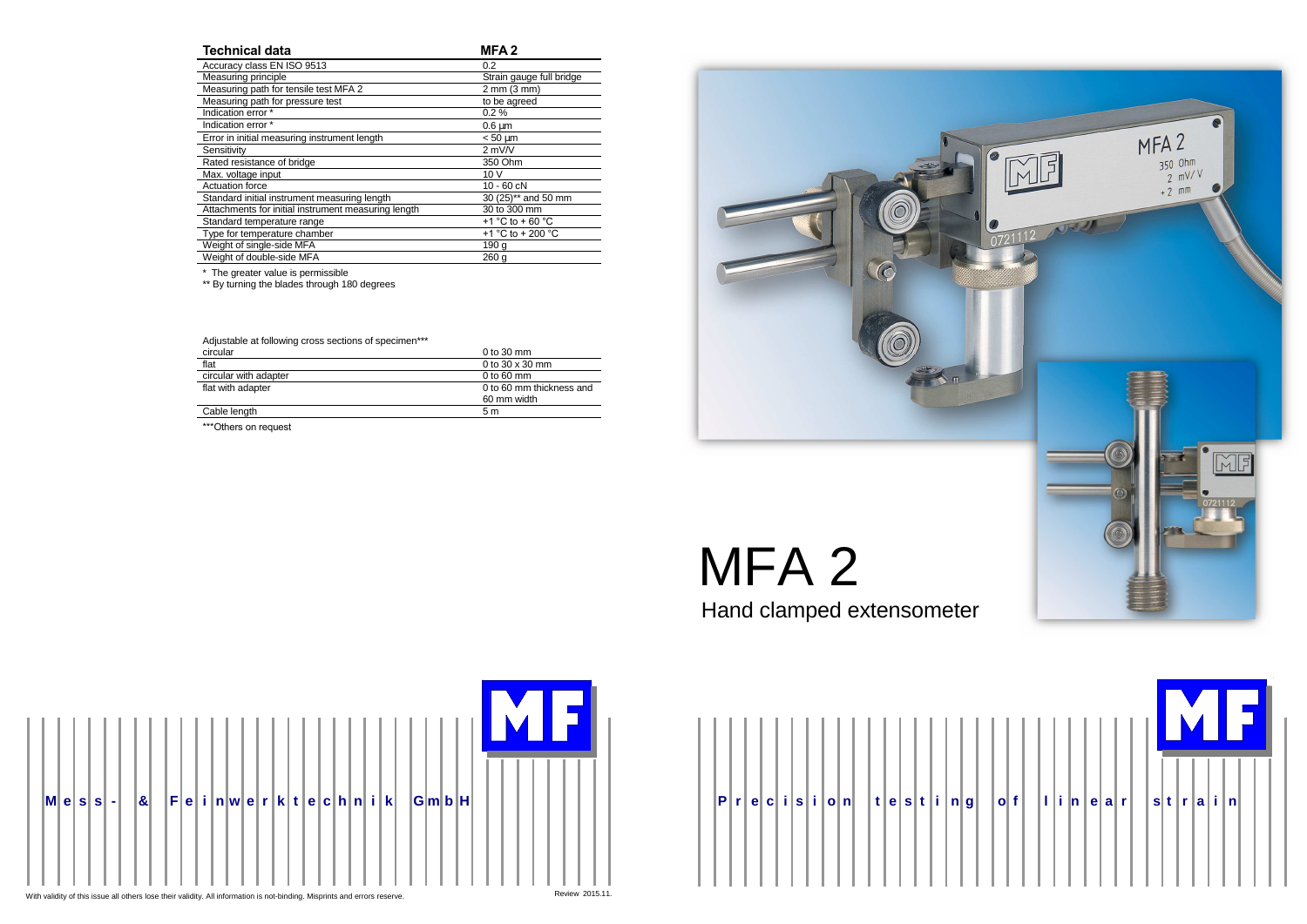| Technical data | MFA 2 |
|---|---|
| Accuracy class EN ISO 9513 | 0.2 |
| Measuring principle | Strain gauge full bridge |
| Measuring path for tensile test MFA 2 | 2 mm (3 mm) |
| Measuring path for pressure test | to be agreed |
| Indication error * | 0.2 % |
| Indication error * | 0.6 µm |
| Error in initial measuring instrument length | < 50 µm |
| Sensitivity | 2 mV/V |
| Rated resistance of bridge | 350 Ohm |
| Max. voltage input | 10 V |
| Actuation force | 10 - 60 cN |
| Standard initial instrument measuring length | 30 (25)** and 50 mm |
| Attachments for initial instrument measuring length | 30 to 300 mm |
| Standard temperature range | +1 °C to + 60 °C |
| Type for temperature chamber | +1 °C to + 200 °C |
| Weight of single-side MFA | 190 g |
| Weight of double-side MFA | 260 g |

* The greater value is permissible

** By turning the blades through 180 degrees

| Adjustable at following cross sections of specimen*** | |
|---|---|
| circular | 0 to 30 mm |
| flat | 0 to 30 x 30 mm |
| circular with adapter | 0 to 60 mm |
| flat with adapter | 0 to 60 mm thickness and 60 mm width |
| Cable length | 5 m |

***Others on request

# MFA 2

## Hand clamped extensometer

**Mess- & Feinwerktechnik GmbH**

**Precision testing of linear strain**

With validity of this issue all others lose their validity. All information is not-binding. Misprints and errors reserve.

Review 2015.11.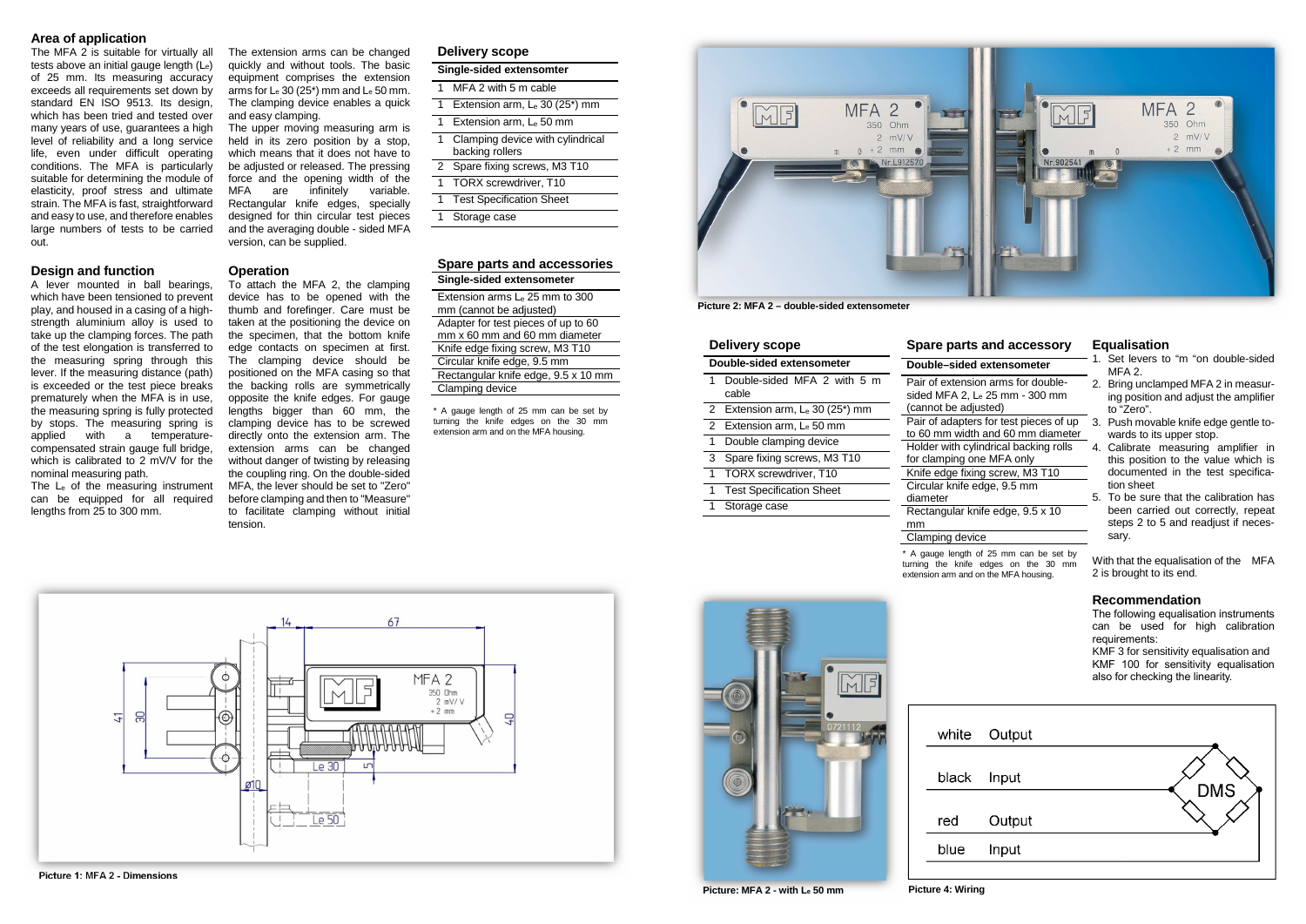## Area of application

The MFA 2 is suitable for virtually all tests above an initial gauge length ($L_e$) of 25 mm. Its measuring accuracy exceeds all requirements set down by standard EN ISO 9513. Its design, which has been tried and tested over many years of use, guarantees a high level of reliability and a long service life, even under difficult operating conditions. The MFA is particularly suitable for determining the module of elasticity, proof stress and ultimate strain. The MFA is fast, straightforward and easy to use, and therefore enables large numbers of tests to be carried out.

## Design and function

A lever mounted in ball bearings, which have been tensioned to prevent play, and housed in a casing of a high-strength aluminium alloy is used to take up the clamping forces. The path of the test elongation is transferred to the measuring spring through this lever. If the measuring distance (path) is exceeded or the test piece breaks prematurely when the MFA is in use, the measuring spring is fully protected by stops. The measuring spring is applied with a temperature-compensated strain gauge full bridge, which is calibrated to 2 mV/V for the nominal measuring path.

The $L_e$ of the measuring instrument can be equipped for all required lengths from 25 to 300 mm.

The extension arms can be changed quickly and without tools. The basic equipment comprises the extension arms for $L_e$ 30 (25*) mm and $L_e$ 50 mm. The clamping device enables a quick and easy clamping.

The upper moving measuring arm is held in its zero position by a stop, which means that it does not have to be adjusted or released. The pressing force and the opening width of the MFA are infinitely variable. Rectangular knife edges, specially designed for thin circular test pieces and the averaging double - sided MFA version, can be supplied.

## Operation

To attach the MFA 2, the clamping device has to be opened with the thumb and forefinger. Care must be taken at the positioning the device on the specimen, that the bottom knife edge contacts on specimen at first. The clamping device should be positioned on the MFA casing so that the backing rolls are symmetrically opposite the knife edges. For gauge lengths bigger than 60 mm, the clamping device has to be screwed directly onto the extension arm. The extension arms can be changed without danger of twisting by releasing the coupling ring. On the double-sided MFA, the lever should be set to "Zero" before clamping and then to "Measure" to facilitate clamping without initial tension.

## Delivery scope

| Single-sided extensomter | |
|---|---|
| 1 | MFA 2 with 5 m cable |
| 1 | Extension arm, $L_e$ 30 (25*) mm |
| 1 | Extension arm, $L_e$ 50 mm |
| 1 | Clamping device with cylindrical backing rollers |
| 2 | Spare fixing screws, M3 T10 |
| 1 | TORX screwdriver, T10 |
| 1 | Test Specification Sheet |
| 1 | Storage case |

## Spare parts and accessories

| Single-sided extensometer |
|---|
| Extension arms $L_e$ 25 mm to 300 mm (cannot be adjusted) |
| Adapter for test pieces of up to 60 mm x 60 mm and 60 mm diameter |
| Knife edge fixing screw, M3 T10 |
| Circular knife edge, 9.5 mm |
| Rectangular knife edge, 9.5 x 10 mm |
| Clamping device |

\* A gauge length of 25 mm can be set by turning the knife edges on the 30 mm extension arm and on the MFA housing.

Picture 2: MFA 2 – double-sided extensometer

## Delivery scope

| Double-sided extensometer | |
|---|---|
| 1 | Double-sided MFA 2 with 5 m cable |
| 2 | Extension arm, $L_e$ 30 (25*) mm |
| 2 | Extension arm, $L_e$ 50 mm |
| 1 | Double clamping device |
| 3 | Spare fixing screws, M3 T10 |
| 1 | TORX screwdriver, T10 |
| 1 | Test Specification Sheet |
| 1 | Storage case |

## Spare parts and accessory

| Double–sided extensometer |
|---|
| Pair of extension arms for double-sided MFA 2, $L_e$ 25 mm - 300 mm (cannot be adjusted) |
| Pair of adapters for test pieces of up to 60 mm width and 60 mm diameter |
| Holder with cylindrical backing rolls for clamping one MFA only |
| Knife edge fixing screw, M3 T10 |
| Circular knife edge, 9.5 mm diameter |
| Rectangular knife edge, 9.5 x 10 mm |
| Clamping device |

\* A gauge length of 25 mm can be set by turning the knife edges on the 30 mm extension arm and on the MFA housing.

## Equalisation

1. Set levers to "m "on double-sided MFA 2.
2. Bring unclamped MFA 2 in measuring position and adjust the amplifier to "Zero".
3. Push movable knife edge gentle towards to its upper stop.
4. Calibrate measuring amplifier in this position to the value which is documented in the test specification sheet
5. To be sure that the calibration has been carried out correctly, repeat steps 2 to 5 and readjust if necessary.

With that the equalisation of the MFA 2 is brought to its end.

## Recommendation

The following equalisation instruments can be used for high calibration requirements:

KMF 3 for sensitivity equalisation and KMF 100 for sensitivity equalisation also for checking the linearity.

14
67
41
30
40
MFA 2
350 Ohm
2 mV/V
+2 mm
Le 30
Le 50
ø10

Picture 1: MFA 2 - Dimensions

Picture: MFA 2 - with $L_e$ 50 mm

white Output
black Input
red Output
blue Input
DMS

Picture 4: Wiring